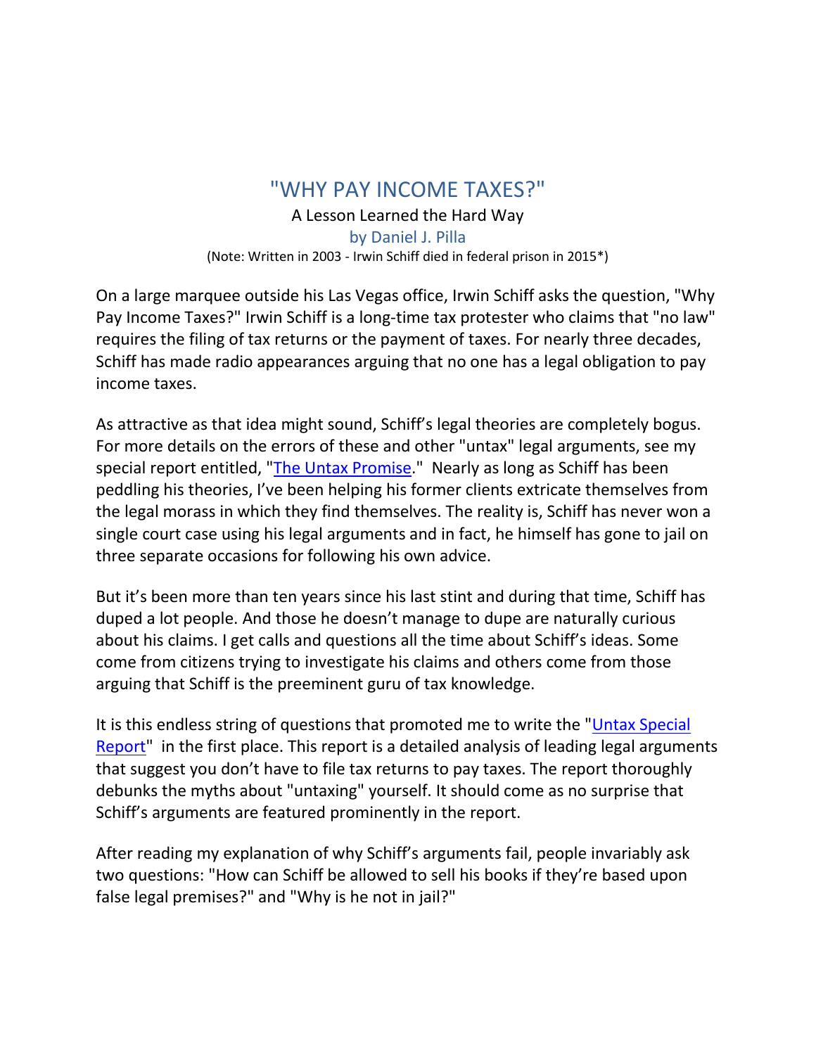# "WHY PAY INCOME TAXES?"

A Lesson Learned the Hard Way

by Daniel J. Pilla

(Note: Written in 2003 - Irwin Schiff died in federal prison in 2015*)

On a large marquee outside his Las Vegas office, Irwin Schiff asks the question, "Why Pay Income Taxes?" Irwin Schiff is a long-time tax protester who claims that "no law" requires the filing of tax returns or the payment of taxes. For nearly three decades, Schiff has made radio appearances arguing that no one has a legal obligation to pay income taxes.

As attractive as that idea might sound, Schiff's legal theories are completely bogus. For more details on the errors of these and other "untax" legal arguments, see my special report entitled, "The Untax Promise." Nearly as long as Schiff has been peddling his theories, I've been helping his former clients extricate themselves from the legal morass in which they find themselves. The reality is, Schiff has never won a single court case using his legal arguments and in fact, he himself has gone to jail on three separate occasions for following his own advice.

But it's been more than ten years since his last stint and during that time, Schiff has duped a lot people. And those he doesn't manage to dupe are naturally curious about his claims. I get calls and questions all the time about Schiff's ideas. Some come from citizens trying to investigate his claims and others come from those arguing that Schiff is the preeminent guru of tax knowledge.

It is this endless string of questions that promoted me to write the "Untax Special Report" in the first place. This report is a detailed analysis of leading legal arguments that suggest you don't have to file tax returns to pay taxes. The report thoroughly debunks the myths about "untaxing" yourself. It should come as no surprise that Schiff's arguments are featured prominently in the report.

After reading my explanation of why Schiff's arguments fail, people invariably ask two questions: "How can Schiff be allowed to sell his books if they're based upon false legal premises?" and "Why is he not in jail?"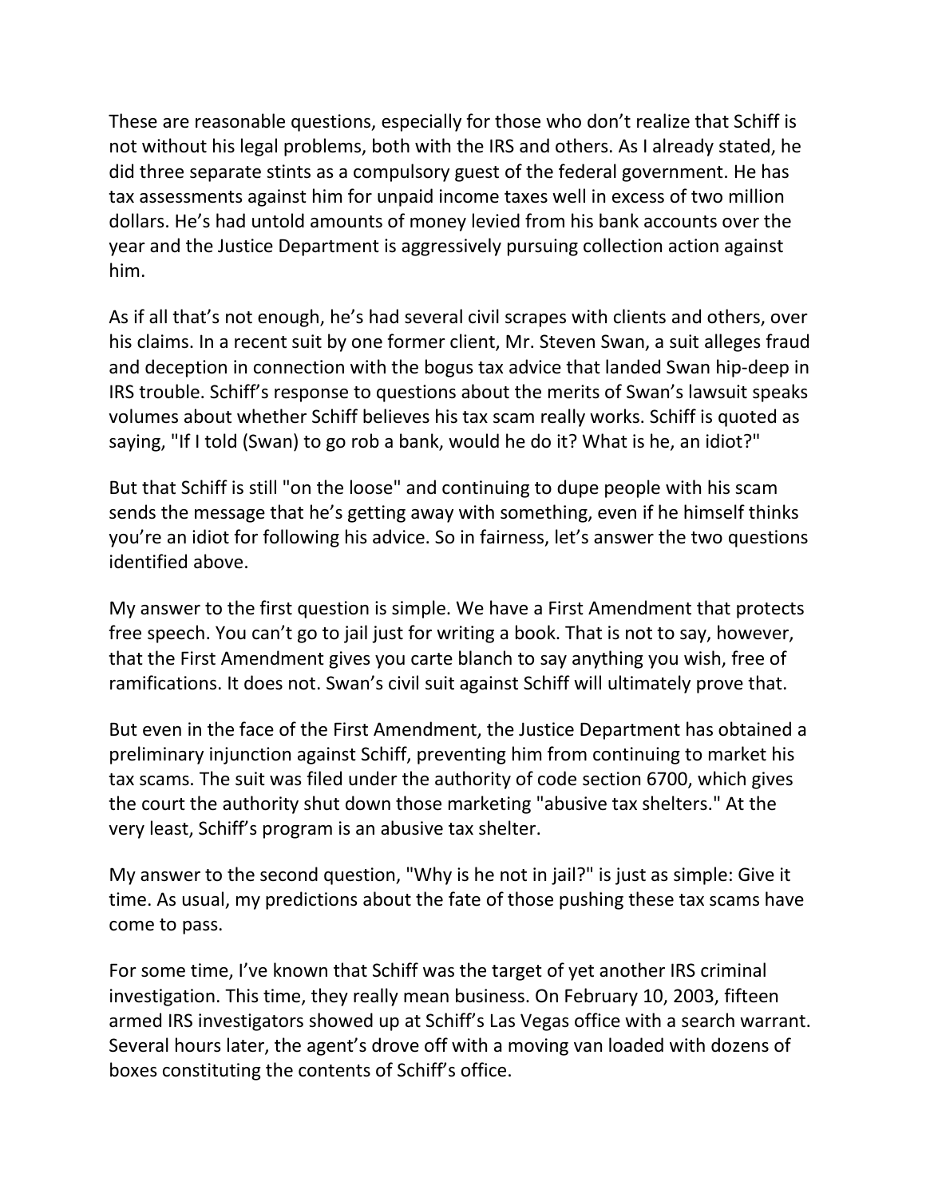These are reasonable questions, especially for those who don't realize that Schiff is not without his legal problems, both with the IRS and others. As I already stated, he did three separate stints as a compulsory guest of the federal government. He has tax assessments against him for unpaid income taxes well in excess of two million dollars. He's had untold amounts of money levied from his bank accounts over the year and the Justice Department is aggressively pursuing collection action against him.

As if all that's not enough, he's had several civil scrapes with clients and others, over his claims. In a recent suit by one former client, Mr. Steven Swan, a suit alleges fraud and deception in connection with the bogus tax advice that landed Swan hip-deep in IRS trouble. Schiff's response to questions about the merits of Swan's lawsuit speaks volumes about whether Schiff believes his tax scam really works. Schiff is quoted as saying, "If I told (Swan) to go rob a bank, would he do it? What is he, an idiot?"

But that Schiff is still "on the loose" and continuing to dupe people with his scam sends the message that he's getting away with something, even if he himself thinks you're an idiot for following his advice. So in fairness, let's answer the two questions identified above.

My answer to the first question is simple. We have a First Amendment that protects free speech. You can't go to jail just for writing a book. That is not to say, however, that the First Amendment gives you carte blanche to say anything you wish, free of ramifications. It does not. Swan's civil suit against Schiff will ultimately prove that.

But even in the face of the First Amendment, the Justice Department has obtained a preliminary injunction against Schiff, preventing him from continuing to market his tax scams. The suit was filed under the authority of code section 6700, which gives the court the authority shut down those marketing "abusive tax shelters." At the very least, Schiff's program is an abusive tax shelter.

My answer to the second question, "Why is he not in jail?" is just as simple: Give it time. As usual, my predictions about the fate of those pushing these tax scams have come to pass.

For some time, I've known that Schiff was the target of yet another IRS criminal investigation. This time, they really mean business. On February 10, 2003, fifteen armed IRS investigators showed up at Schiff's Las Vegas office with a search warrant. Several hours later, the agent's drove off with a moving van loaded with dozens of boxes constituting the contents of Schiff's office.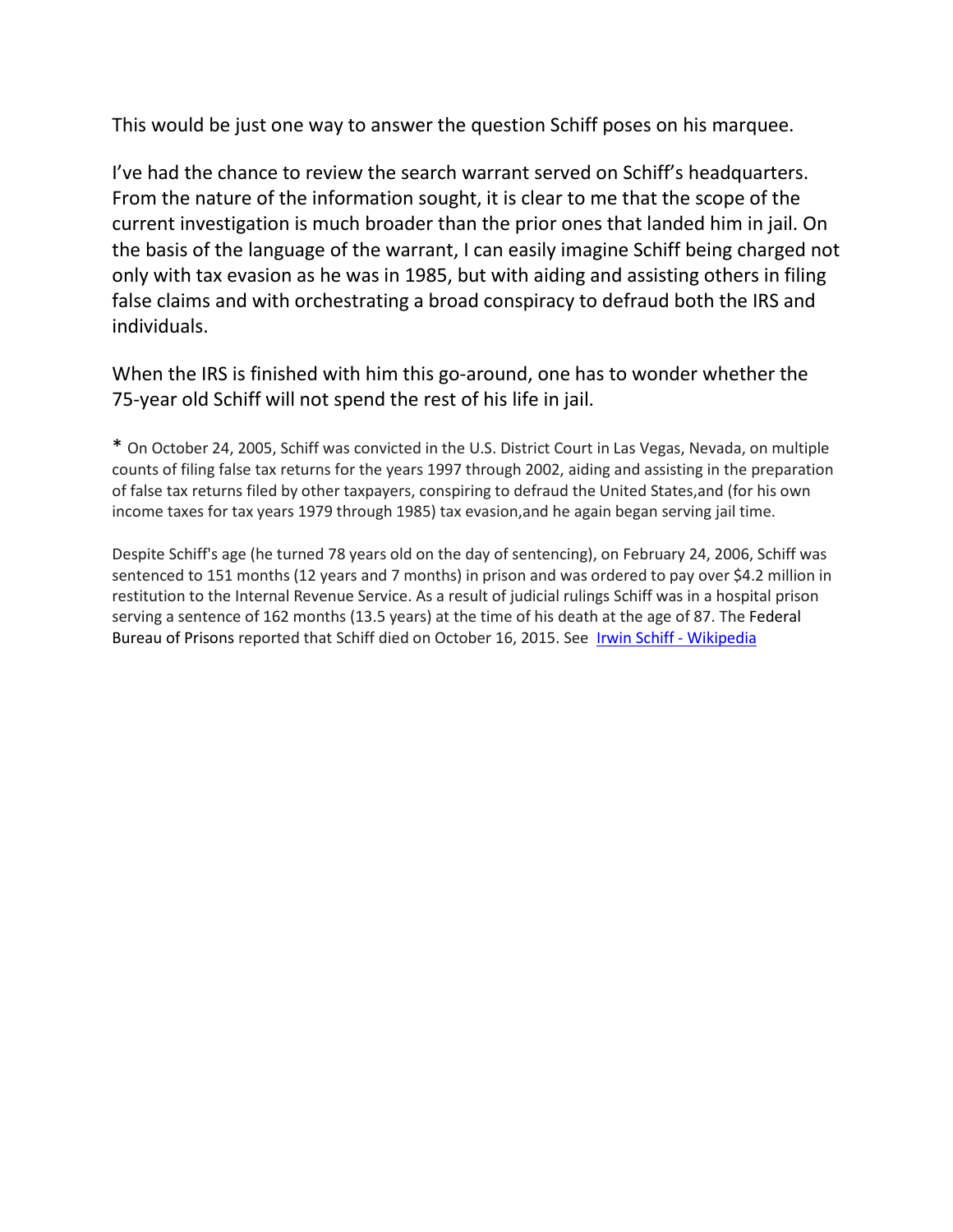This would be just one way to answer the question Schiff poses on his marquee.

I've had the chance to review the search warrant served on Schiff's headquarters. From the nature of the information sought, it is clear to me that the scope of the current investigation is much broader than the prior ones that landed him in jail. On the basis of the language of the warrant, I can easily imagine Schiff being charged not only with tax evasion as he was in 1985, but with aiding and assisting others in filing false claims and with orchestrating a broad conspiracy to defraud both the IRS and individuals.

When the IRS is finished with him this go-around, one has to wonder whether the 75-year old Schiff will not spend the rest of his life in jail.

* On October 24, 2005, Schiff was convicted in the U.S. District Court in Las Vegas, Nevada, on multiple counts of filing false tax returns for the years 1997 through 2002, aiding and assisting in the preparation of false tax returns filed by other taxpayers, conspiring to defraud the United States,and (for his own income taxes for tax years 1979 through 1985) tax evasion,and he again began serving jail time.

Despite Schiff's age (he turned 78 years old on the day of sentencing), on February 24, 2006, Schiff was sentenced to 151 months (12 years and 7 months) in prison and was ordered to pay over $4.2 million in restitution to the Internal Revenue Service. As a result of judicial rulings Schiff was in a hospital prison serving a sentence of 162 months (13.5 years) at the time of his death at the age of 87. The Federal Bureau of Prisons reported that Schiff died on October 16, 2015. See [Irwin Schiff - Wikipedia]